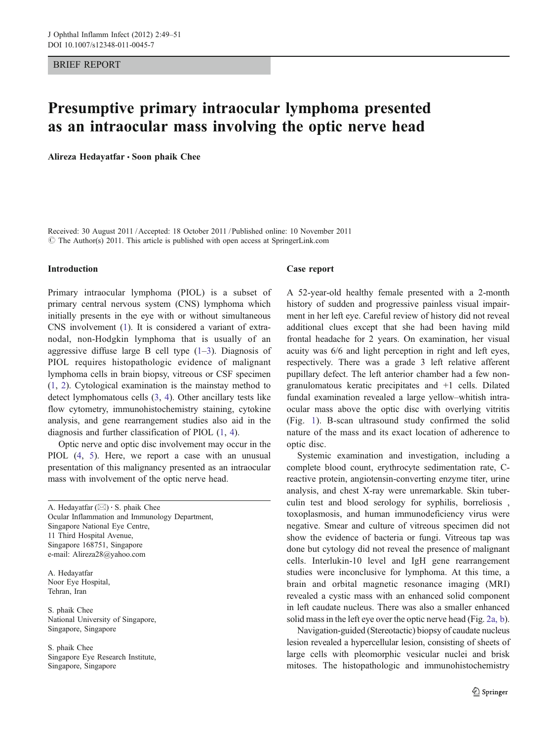BRIEF REPORT

# Presumptive primary intraocular lymphoma presented as an intraocular mass involving the optic nerve head

**Alireza Hedayatfar · Soon phaik Chee**

Received: 30 August 2011 / Accepted: 18 October 2011 / Published online: 10 November 2011
© The Author(s) 2011. This article is published with open access at SpringerLink.com

## Introduction

Primary intraocular lymphoma (PIOL) is a subset of primary central nervous system (CNS) lymphoma which initially presents in the eye with or without simultaneous CNS involvement (1). It is considered a variant of extranodal, non-Hodgkin lymphoma that is usually of an aggressive diffuse large B cell type (1–3). Diagnosis of PIOL requires histopathologic evidence of malignant lymphoma cells in brain biopsy, vitreous or CSF specimen (1, 2). Cytological examination is the mainstay method to detect lymphomatous cells (3, 4). Other ancillary tests like flow cytometry, immunohistochemistry staining, cytokine analysis, and gene rearrangement studies also aid in the diagnosis and further classification of PIOL (1, 4).

Optic nerve and optic disc involvement may occur in the PIOL (4, 5). Here, we report a case with an unusual presentation of this malignancy presented as an intraocular mass with involvement of the optic nerve head.

A. Hedayatfar (✉) · S. phaik Chee
Ocular Inflammation and Immunology Department,
Singapore National Eye Centre,
11 Third Hospital Avenue,
Singapore 168751, Singapore
e-mail: Alireza28@yahoo.com

A. Hedayatfar
Noor Eye Hospital,
Tehran, Iran

S. phaik Chee
National University of Singapore,
Singapore, Singapore

S. phaik Chee
Singapore Eye Research Institute,
Singapore, Singapore

## Case report

A 52-year-old healthy female presented with a 2-month history of sudden and progressive painless visual impairment in her left eye. Careful review of history did not reveal additional clues except that she had been having mild frontal headache for 2 years. On examination, her visual acuity was 6/6 and light perception in right and left eyes, respectively. There was a grade 3 left relative afferent pupillary defect. The left anterior chamber had a few non-granulomatous keratic precipitates and +1 cells. Dilated fundal examination revealed a large yellow–whitish intraocular mass above the optic disc with overlying vitritis (Fig. 1). B-scan ultrasound study confirmed the solid nature of the mass and its exact location of adherence to optic disc.

Systemic examination and investigation, including a complete blood count, erythrocyte sedimentation rate, C-reactive protein, angiotensin-converting enzyme titer, urine analysis, and chest X-ray were unremarkable. Skin tuberculin test and blood serology for syphilis, borreliosis , toxoplasmosis, and human immunodeficiency virus were negative. Smear and culture of vitreous specimen did not show the evidence of bacteria or fungi. Vitreous tap was done but cytology did not reveal the presence of malignant cells. Interlukin-10 level and IgH gene rearrangement studies were inconclusive for lymphoma. At this time, a brain and orbital magnetic resonance imaging (MRI) revealed a cystic mass with an enhanced solid component in left caudate nucleus. There was also a smaller enhanced solid mass in the left eye over the optic nerve head (Fig. 2a, b).

Navigation-guided (Stereotactic) biopsy of caudate nucleus lesion revealed a hypercellular lesion, consisting of sheets of large cells with pleomorphic vesicular nuclei and brisk mitoses. The histopathologic and immunohistochemistry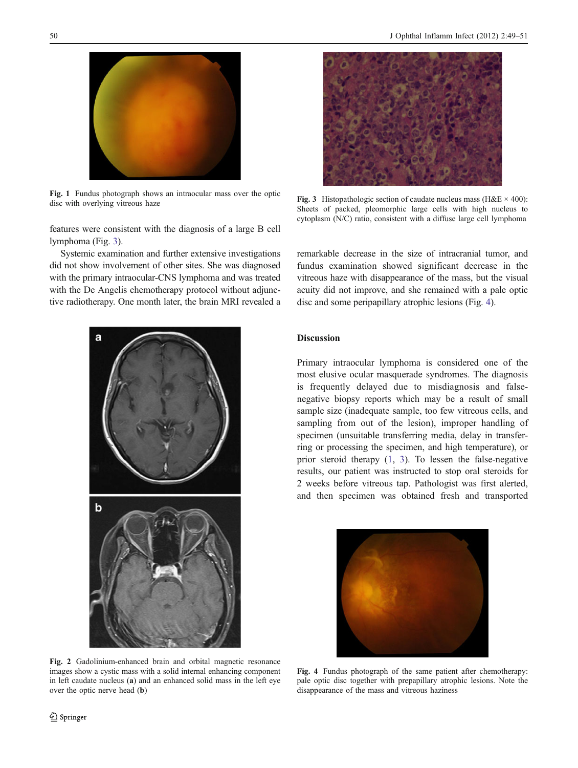Fig. 1 Fundus photograph shows an intraocular mass over the optic disc with overlying vitreous haze

features were consistent with the diagnosis of a large B cell lymphoma (Fig. 3).

Systemic examination and further extensive investigations did not show involvement of other sites. She was diagnosed with the primary intraocular-CNS lymphoma and was treated with the De Angelis chemotherapy protocol without adjunctive radiotherapy. One month later, the brain MRI revealed a remarkable decrease in the size of intracranial tumor, and fundus examination showed significant decrease in the vitreous haze with disappearance of the mass, but the visual acuity did not improve, and she remained with a pale optic disc and some peripapillary atrophic lesions (Fig. 4).

Fig. 2 Gadolinium-enhanced brain and orbital magnetic resonance images show a cystic mass with a solid internal enhancing component in left caudate nucleus (**a**) and an enhanced solid mass in the left eye over the optic nerve head (**b**)

Fig. 3 Histopathologic section of caudate nucleus mass (H&E × 400): Sheets of packed, pleomorphic large cells with high nucleus to cytoplasm (N/C) ratio, consistent with a diffuse large cell lymphoma

## Discussion

Primary intraocular lymphoma is considered one of the most elusive ocular masquerade syndromes. The diagnosis is frequently delayed due to misdiagnosis and false-negative biopsy reports which may be a result of small sample size (inadequate sample, too few vitreous cells, and sampling from out of the lesion), improper handling of specimen (unsuitable transferring media, delay in transferring or processing the specimen, and high temperature), or prior steroid therapy (1, 3). To lessen the false-negative results, our patient was instructed to stop oral steroids for 2 weeks before vitreous tap. Pathologist was first alerted, and then specimen was obtained fresh and transported

Fig. 4 Fundus photograph of the same patient after chemotherapy: pale optic disc together with prepapillary atrophic lesions. Note the disappearance of the mass and vitreous haziness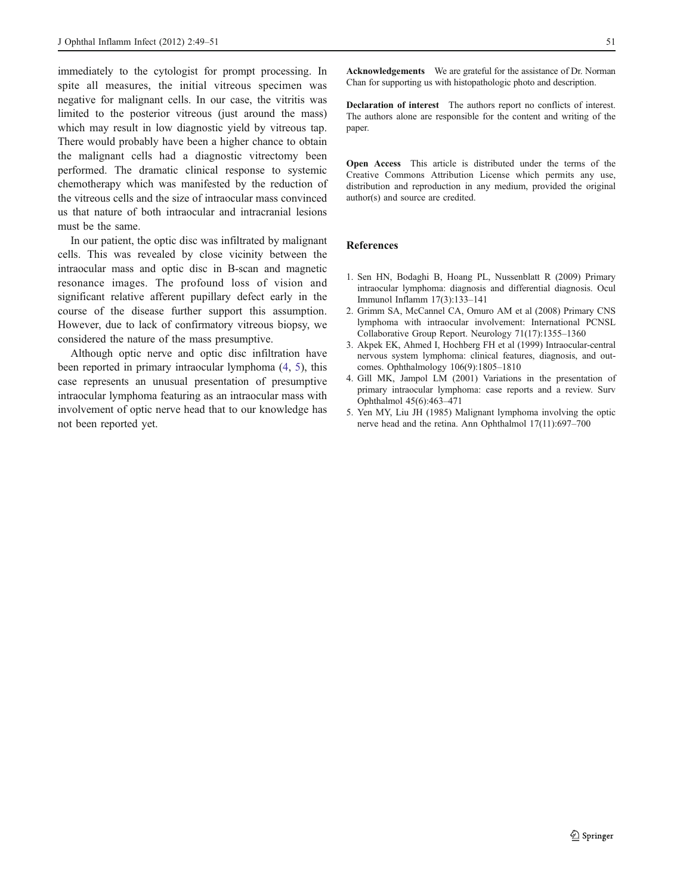immediately to the cytologist for prompt processing. In spite all measures, the initial vitreous specimen was negative for malignant cells. In our case, the vitritis was limited to the posterior vitreous (just around the mass) which may result in low diagnostic yield by vitreous tap. There would probably have been a higher chance to obtain the malignant cells had a diagnostic vitrectomy been performed. The dramatic clinical response to systemic chemotherapy which was manifested by the reduction of the vitreous cells and the size of intraocular mass convinced us that nature of both intraocular and intracranial lesions must be the same.

In our patient, the optic disc was infiltrated by malignant cells. This was revealed by close vicinity between the intraocular mass and optic disc in B-scan and magnetic resonance images. The profound loss of vision and significant relative afferent pupillary defect early in the course of the disease further support this assumption. However, due to lack of confirmatory vitreous biopsy, we considered the nature of the mass presumptive.

Although optic nerve and optic disc infiltration have been reported in primary intraocular lymphoma (4, 5), this case represents an unusual presentation of presumptive intraocular lymphoma featuring as an intraocular mass with involvement of optic nerve head that to our knowledge has not been reported yet.

**Acknowledgements** We are grateful for the assistance of Dr. Norman Chan for supporting us with histopathologic photo and description.

**Declaration of interest** The authors report no conflicts of interest. The authors alone are responsible for the content and writing of the paper.

**Open Access** This article is distributed under the terms of the Creative Commons Attribution License which permits any use, distribution and reproduction in any medium, provided the original author(s) and source are credited.

## References

1. Sen HN, Bodaghi B, Hoang PL, Nussenblatt R (2009) Primary intraocular lymphoma: diagnosis and differential diagnosis. Ocul Immunol Inflamm 17(3):133–141
2. Grimm SA, McCannel CA, Omuro AM et al (2008) Primary CNS lymphoma with intraocular involvement: International PCNSL Collaborative Group Report. Neurology 71(17):1355–1360
3. Akpek EK, Ahmed I, Hochberg FH et al (1999) Intraocular-central nervous system lymphoma: clinical features, diagnosis, and outcomes. Ophthalmology 106(9):1805–1810
4. Gill MK, Jampol LM (2001) Variations in the presentation of primary intraocular lymphoma: case reports and a review. Surv Ophthalmol 45(6):463–471
5. Yen MY, Liu JH (1985) Malignant lymphoma involving the optic nerve head and the retina. Ann Ophthalmol 17(11):697–700